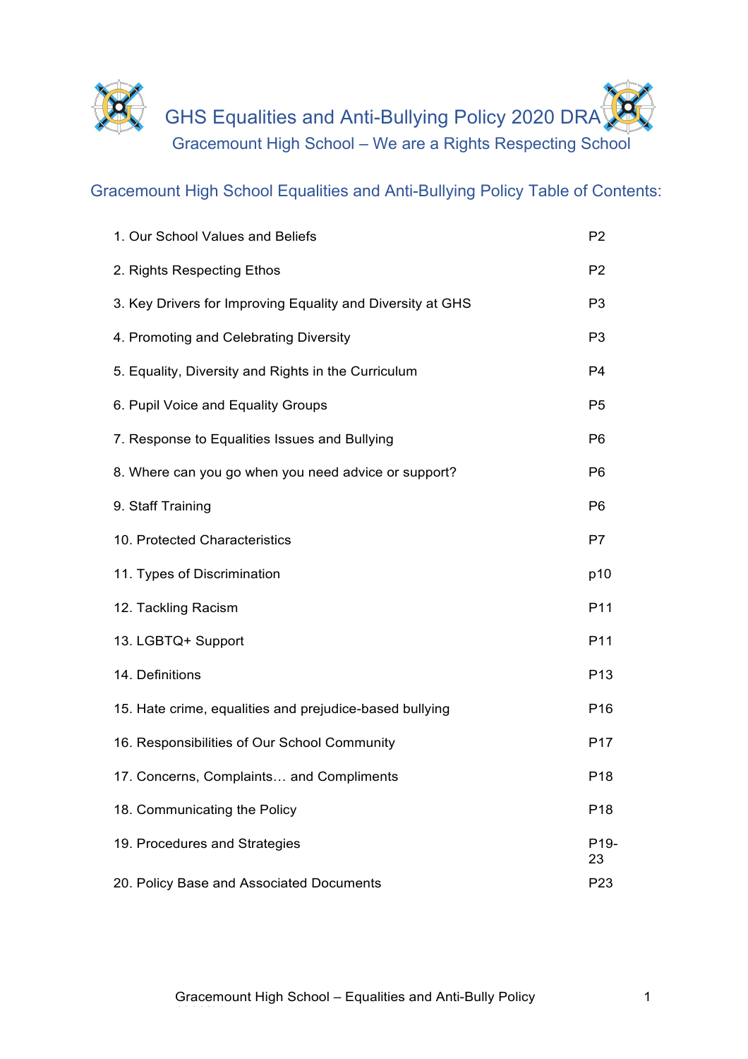# GHS Equalities and Anti-Bullying Policy 2020 DRA

## Gracemount High School – We are a Rights Respecting School

### Gracemount High School Equalities and Anti-Bullying Policy Table of Contents:

| | |
|---|---|
| 1. Our School Values and Beliefs | P2 |
| 2. Rights Respecting Ethos | P2 |
| 3. Key Drivers for Improving Equality and Diversity at GHS | P3 |
| 4. Promoting and Celebrating Diversity | P3 |
| 5. Equality, Diversity and Rights in the Curriculum | P4 |
| 6. Pupil Voice and Equality Groups | P5 |
| 7. Response to Equalities Issues and Bullying | P6 |
| 8. Where can you go when you need advice or support? | P6 |
| 9. Staff Training | P6 |
| 10. Protected Characteristics | P7 |
| 11. Types of Discrimination | p10 |
| 12. Tackling Racism | P11 |
| 13. LGBTQ+ Support | P11 |
| 14. Definitions | P13 |
| 15. Hate crime, equalities and prejudice-based bullying | P16 |
| 16. Responsibilities of Our School Community | P17 |
| 17. Concerns, Complaints… and Compliments | P18 |
| 18. Communicating the Policy | P18 |
| 19. Procedures and Strategies | P19-23 |
| 20. Policy Base and Associated Documents | P23 |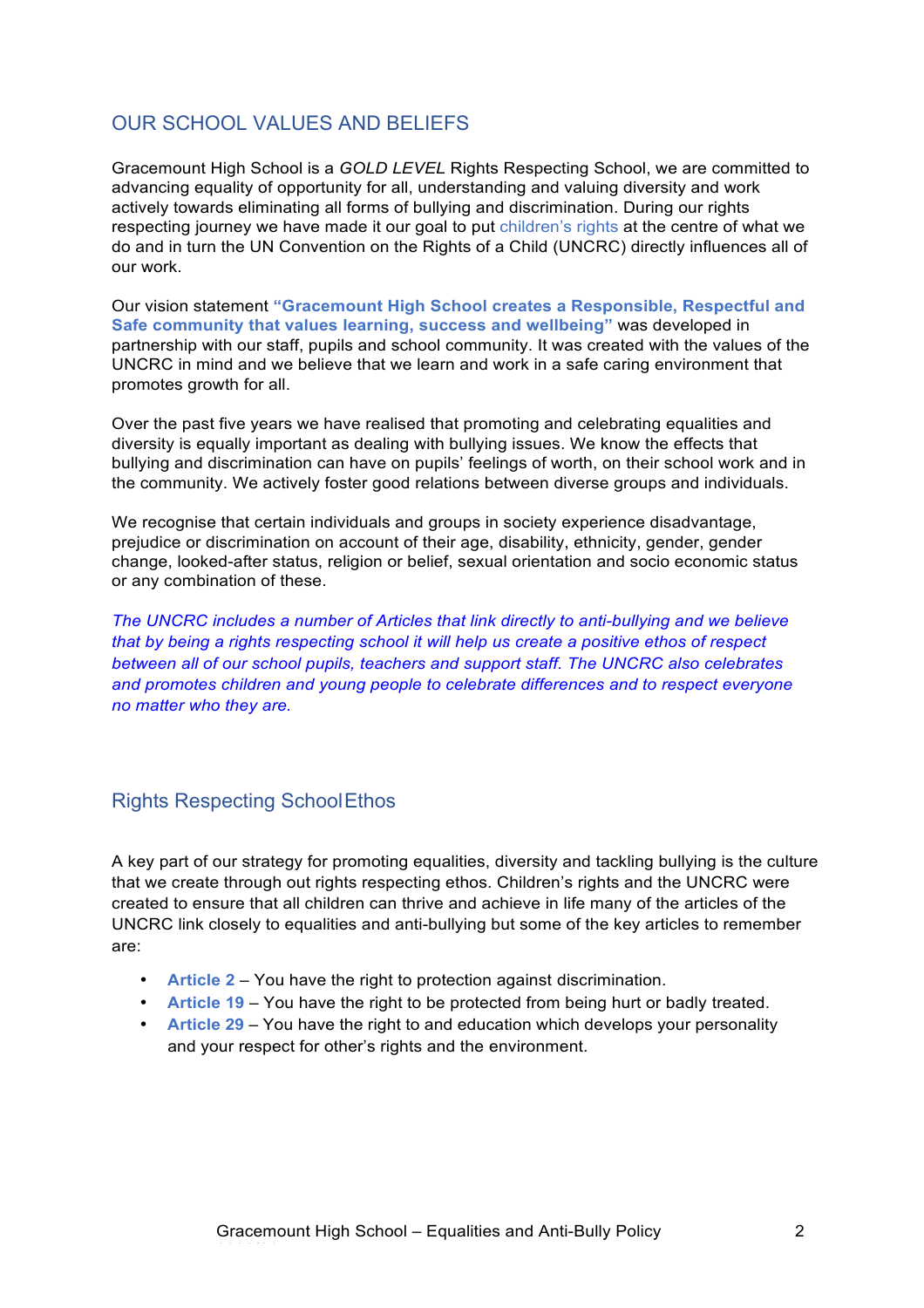## OUR SCHOOL VALUES AND BELIEFS

Gracemount High School is a *GOLD LEVEL* Rights Respecting School, we are committed to advancing equality of opportunity for all, understanding and valuing diversity and work actively towards eliminating all forms of bullying and discrimination. During our rights respecting journey we have made it our goal to put children's rights at the centre of what we do and in turn the UN Convention on the Rights of a Child (UNCRC) directly influences all of our work.

Our vision statement **"Gracemount High School creates a Responsible, Respectful and Safe community that values learning, success and wellbeing"** was developed in partnership with our staff, pupils and school community. It was created with the values of the UNCRC in mind and we believe that we learn and work in a safe caring environment that promotes growth for all.

Over the past five years we have realised that promoting and celebrating equalities and diversity is equally important as dealing with bullying issues. We know the effects that bullying and discrimination can have on pupils' feelings of worth, on their school work and in the community. We actively foster good relations between diverse groups and individuals.

We recognise that certain individuals and groups in society experience disadvantage, prejudice or discrimination on account of their age, disability, ethnicity, gender, gender change, looked-after status, religion or belief, sexual orientation and socio economic status or any combination of these.

*The UNCRC includes a number of Articles that link directly to anti-bullying and we believe that by being a rights respecting school it will help us create a positive ethos of respect between all of our school pupils, teachers and support staff. The UNCRC also celebrates and promotes children and young people to celebrate differences and to respect everyone no matter who they are.*

## Rights Respecting School Ethos

A key part of our strategy for promoting equalities, diversity and tackling bullying is the culture that we create through out rights respecting ethos. Children's rights and the UNCRC were created to ensure that all children can thrive and achieve in life many of the articles of the UNCRC link closely to equalities and anti-bullying but some of the key articles to remember are:

- **Article 2** – You have the right to protection against discrimination.
- **Article 19** – You have the right to be protected from being hurt or badly treated.
- **Article 29** – You have the right to and education which develops your personality and your respect for other's rights and the environment.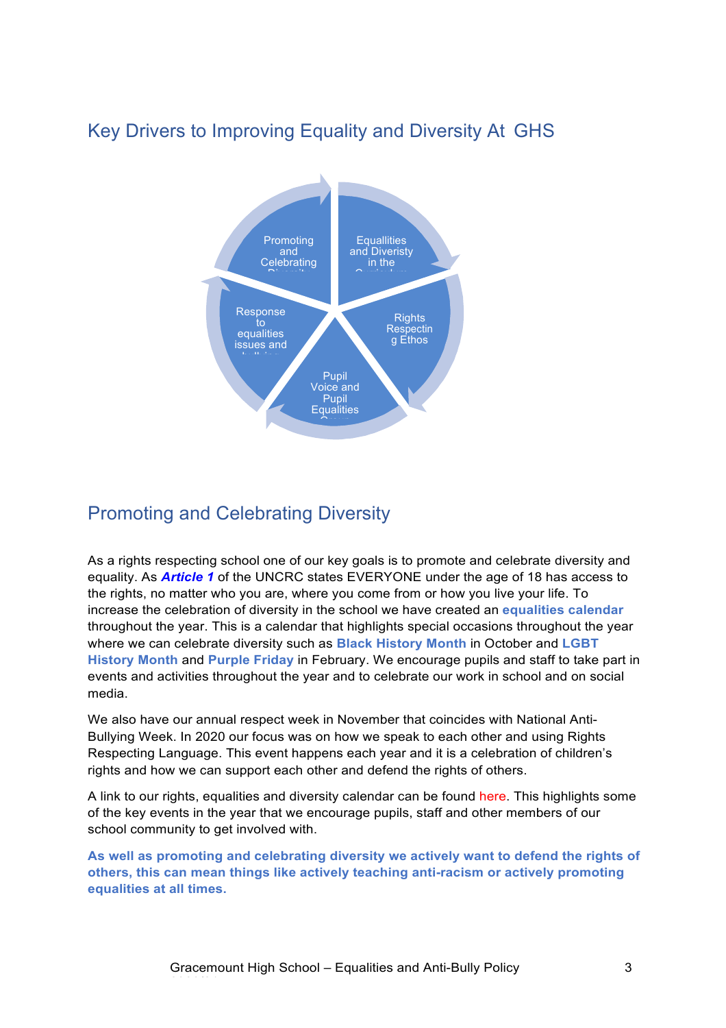## Key Drivers to Improving Equality and Diversity At GHS

Promoting and Celebrating Diversity

Equallities and Diveristy in the Curriculum

Rights Respecting Ethos

Pupil Voice and Pupil Equalities Group

Response to equalities issues and bullying

## Promoting and Celebrating Diversity

As a rights respecting school one of our key goals is to promote and celebrate diversity and equality. As ***Article 1*** of the UNCRC states EVERYONE under the age of 18 has access to the rights, no matter who you are, where you come from or how you live your life. To increase the celebration of diversity in the school we have created an **equalities calendar** throughout the year. This is a calendar that highlights special occasions throughout the year where we can celebrate diversity such as **Black History Month** in October and **LGBT History Month** and **Purple Friday** in February. We encourage pupils and staff to take part in events and activities throughout the year and to celebrate our work in school and on social media.

We also have our annual respect week in November that coincides with National Anti-Bullying Week. In 2020 our focus was on how we speak to each other and using Rights Respecting Language. This event happens each year and it is a celebration of children's rights and how we can support each other and defend the rights of others.

A link to our rights, equalities and diversity calendar can be found here. This highlights some of the key events in the year that we encourage pupils, staff and other members of our school community to get involved with.

**As well as promoting and celebrating diversity we actively want to defend the rights of others, this can mean things like actively teaching anti-racism or actively promoting equalities at all times.**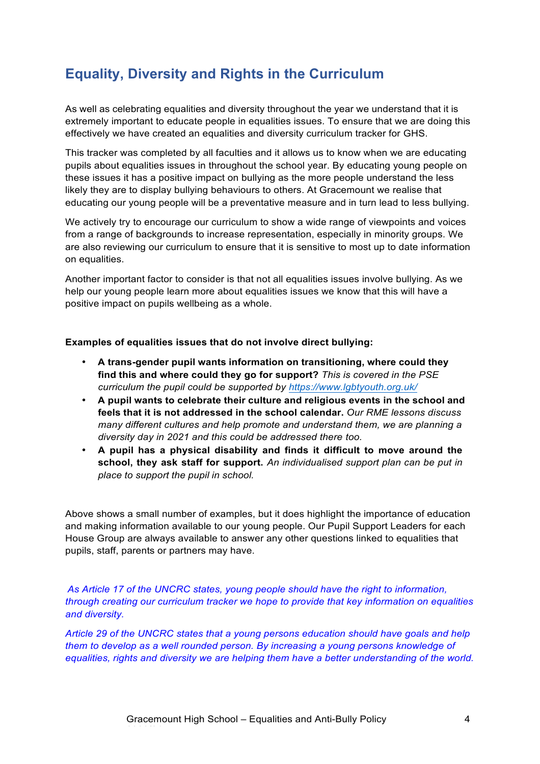## Equality, Diversity and Rights in the Curriculum

As well as celebrating equalities and diversity throughout the year we understand that it is extremely important to educate people in equalities issues. To ensure that we are doing this effectively we have created an equalities and diversity curriculum tracker for GHS.

This tracker was completed by all faculties and it allows us to know when we are educating pupils about equalities issues in throughout the school year. By educating young people on these issues it has a positive impact on bullying as the more people understand the less likely they are to display bullying behaviours to others. At Gracemount we realise that educating our young people will be a preventative measure and in turn lead to less bullying.

We actively try to encourage our curriculum to show a wide range of viewpoints and voices from a range of backgrounds to increase representation, especially in minority groups. We are also reviewing our curriculum to ensure that it is sensitive to most up to date information on equalities.

Another important factor to consider is that not all equalities issues involve bullying. As we help our young people learn more about equalities issues we know that this will have a positive impact on pupils wellbeing as a whole.

**Examples of equalities issues that do not involve direct bullying:**

- **A trans-gender pupil wants information on transitioning, where could they find this and where could they go for support?** *This is covered in the PSE curriculum the pupil could be supported by https://www.lgbtyouth.org.uk/*
- **A pupil wants to celebrate their culture and religious events in the school and feels that it is not addressed in the school calendar.** *Our RME lessons discuss many different cultures and help promote and understand them, we are planning a diversity day in 2021 and this could be addressed there too.*
- **A pupil has a physical disability and finds it difficult to move around the school, they ask staff for support.** *An individualised support plan can be put in place to support the pupil in school.*

Above shows a small number of examples, but it does highlight the importance of education and making information available to our young people. Our Pupil Support Leaders for each House Group are always available to answer any other questions linked to equalities that pupils, staff, parents or partners may have.

*As Article 17 of the UNCRC states, young people should have the right to information, through creating our curriculum tracker we hope to provide that key information on equalities and diversity.*

*Article 29 of the UNCRC states that a young persons education should have goals and help them to develop as a well rounded person. By increasing a young persons knowledge of equalities, rights and diversity we are helping them have a better understanding of the world.*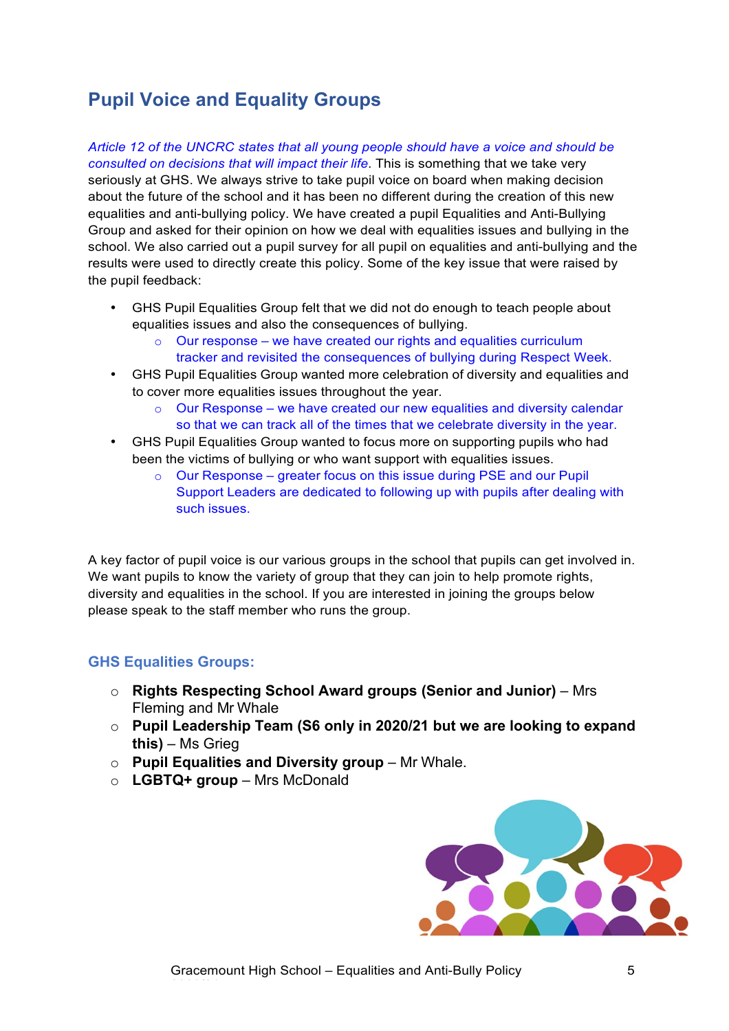## Pupil Voice and Equality Groups

*Article 12 of the UNCRC states that all young people should have a voice and should be consulted on decisions that will impact their life*. This is something that we take very seriously at GHS. We always strive to take pupil voice on board when making decision about the future of the school and it has been no different during the creation of this new equalities and anti-bullying policy. We have created a pupil Equalities and Anti-Bullying Group and asked for their opinion on how we deal with equalities issues and bullying in the school. We also carried out a pupil survey for all pupil on equalities and anti-bullying and the results were used to directly create this policy. Some of the key issue that were raised by the pupil feedback:

- GHS Pupil Equalities Group felt that we did not do enough to teach people about equalities issues and also the consequences of bullying.
  - Our response – we have created our rights and equalities curriculum tracker and revisited the consequences of bullying during Respect Week.
- GHS Pupil Equalities Group wanted more celebration of diversity and equalities and to cover more equalities issues throughout the year.
  - Our Response – we have created our new equalities and diversity calendar so that we can track all of the times that we celebrate diversity in the year.
- GHS Pupil Equalities Group wanted to focus more on supporting pupils who had been the victims of bullying or who want support with equalities issues.
  - Our Response – greater focus on this issue during PSE and our Pupil Support Leaders are dedicated to following up with pupils after dealing with such issues.

A key factor of pupil voice is our various groups in the school that pupils can get involved in. We want pupils to know the variety of group that they can join to help promote rights, diversity and equalities in the school. If you are interested in joining the groups below please speak to the staff member who runs the group.

### GHS Equalities Groups:

- **Rights Respecting School Award groups (Senior and Junior)** – Mrs Fleming and Mr Whale
- **Pupil Leadership Team (S6 only in 2020/21 but we are looking to expand this)** – Ms Grieg
- **Pupil Equalities and Diversity group** – Mr Whale.
- **LGBTQ+ group** – Mrs McDonald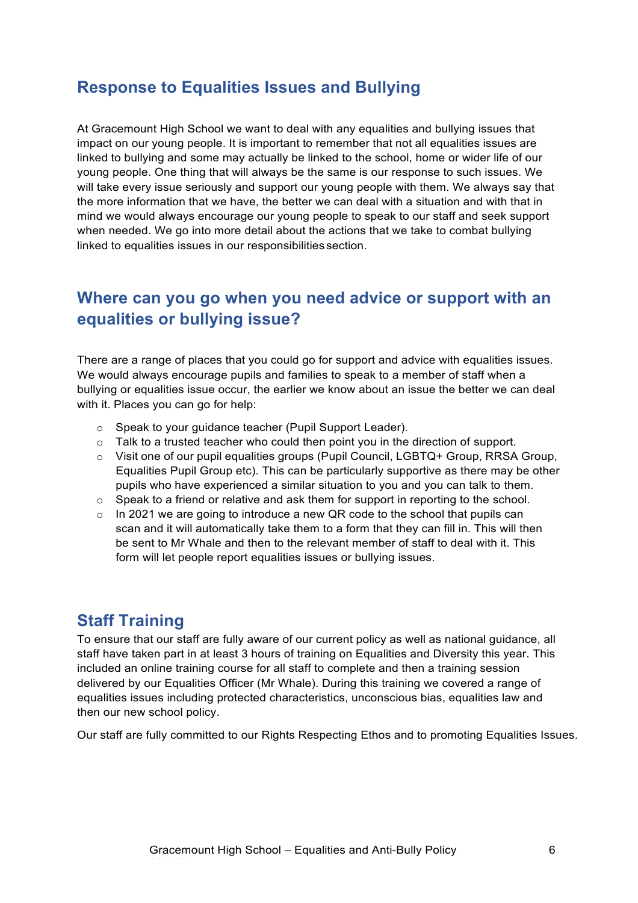## Response to Equalities Issues and Bullying

At Gracemount High School we want to deal with any equalities and bullying issues that impact on our young people. It is important to remember that not all equalities issues are linked to bullying and some may actually be linked to the school, home or wider life of our young people. One thing that will always be the same is our response to such issues. We will take every issue seriously and support our young people with them. We always say that the more information that we have, the better we can deal with a situation and with that in mind we would always encourage our young people to speak to our staff and seek support when needed. We go into more detail about the actions that we take to combat bullying linked to equalities issues in our responsibilities section.

## Where can you go when you need advice or support with an equalities or bullying issue?

There are a range of places that you could go for support and advice with equalities issues. We would always encourage pupils and families to speak to a member of staff when a bullying or equalities issue occur, the earlier we know about an issue the better we can deal with it. Places you can go for help:

- Speak to your guidance teacher (Pupil Support Leader).
- Talk to a trusted teacher who could then point you in the direction of support.
- Visit one of our pupil equalities groups (Pupil Council, LGBTQ+ Group, RRSA Group, Equalities Pupil Group etc). This can be particularly supportive as there may be other pupils who have experienced a similar situation to you and you can talk to them.
- Speak to a friend or relative and ask them for support in reporting to the school.
- In 2021 we are going to introduce a new QR code to the school that pupils can scan and it will automatically take them to a form that they can fill in. This will then be sent to Mr Whale and then to the relevant member of staff to deal with it. This form will let people report equalities issues or bullying issues.

## Staff Training

To ensure that our staff are fully aware of our current policy as well as national guidance, all staff have taken part in at least 3 hours of training on Equalities and Diversity this year. This included an online training course for all staff to complete and then a training session delivered by our Equalities Officer (Mr Whale). During this training we covered a range of equalities issues including protected characteristics, unconscious bias, equalities law and then our new school policy.

Our staff are fully committed to our Rights Respecting Ethos and to promoting Equalities Issues.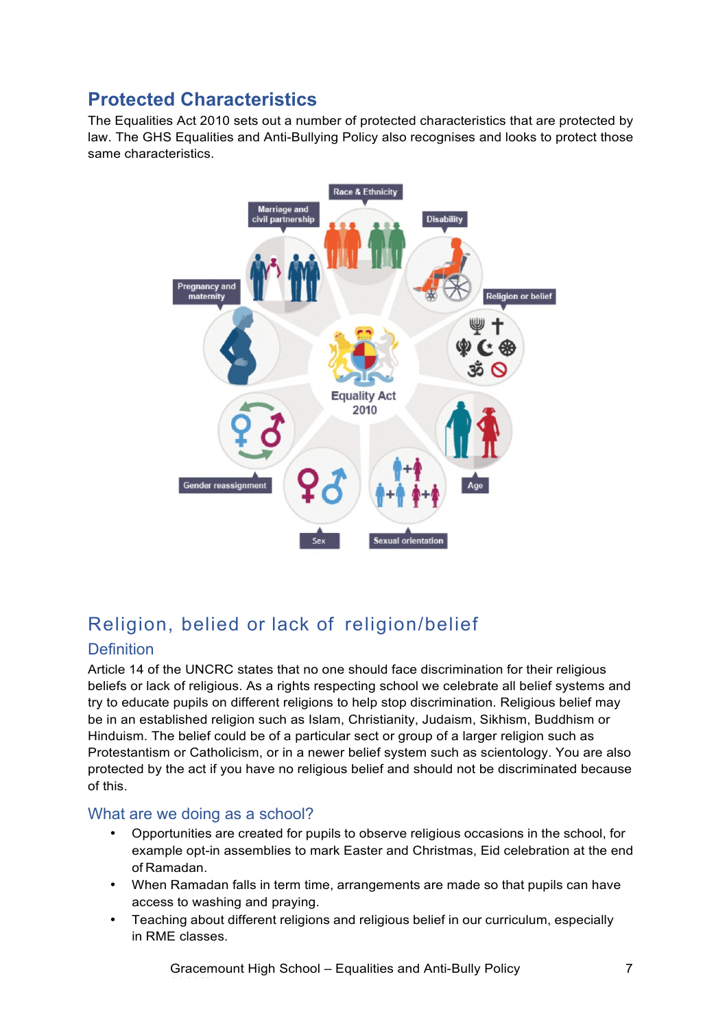## Protected Characteristics

The Equalities Act 2010 sets out a number of protected characteristics that are protected by law. The GHS Equalities and Anti-Bullying Policy also recognises and looks to protect those same characteristics.

Race & Ethnicity

Marriage and civil partnership

Disability

Pregnancy and maternity

Religion or belief

Equality Act 2010

Gender reassignment

Age

Sex

Sexual orientation

## Religion, belied or lack of religion/belief

### Definition

Article 14 of the UNCRC states that no one should face discrimination for their religious beliefs or lack of religious. As a rights respecting school we celebrate all belief systems and try to educate pupils on different religions to help stop discrimination. Religious belief may be in an established religion such as Islam, Christianity, Judaism, Sikhism, Buddhism or Hinduism. The belief could be of a particular sect or group of a larger religion such as Protestantism or Catholicism, or in a newer belief system such as scientology. You are also protected by the act if you have no religious belief and should not be discriminated because of this.

### What are we doing as a school?

- Opportunities are created for pupils to observe religious occasions in the school, for example opt-in assemblies to mark Easter and Christmas, Eid celebration at the end of Ramadan.
- When Ramadan falls in term time, arrangements are made so that pupils can have access to washing and praying.
- Teaching about different religions and religious belief in our curriculum, especially in RME classes.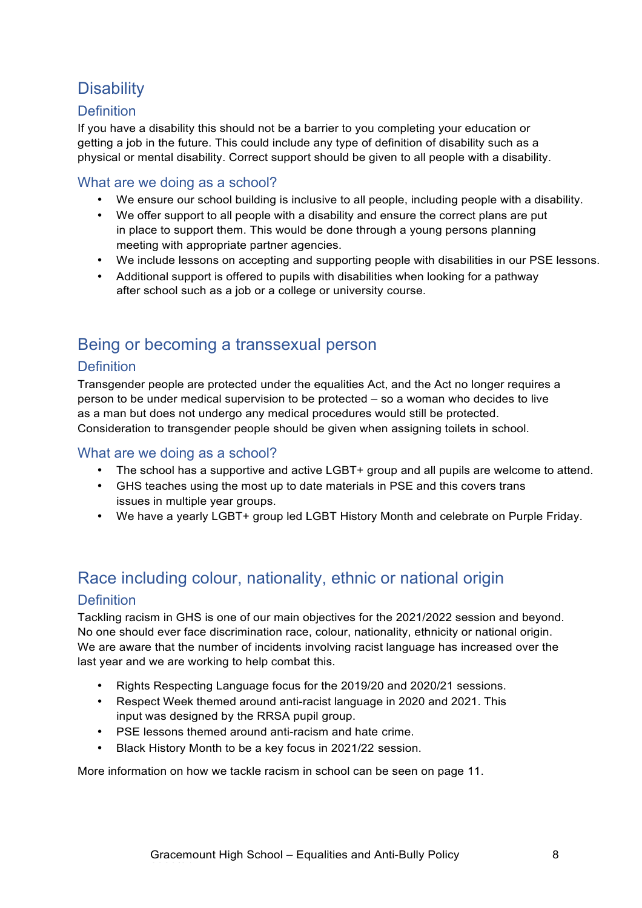## Disability

### Definition

If you have a disability this should not be a barrier to you completing your education or getting a job in the future. This could include any type of definition of disability such as a physical or mental disability. Correct support should be given to all people with a disability.

### What are we doing as a school?

- We ensure our school building is inclusive to all people, including people with a disability.
- We offer support to all people with a disability and ensure the correct plans are put in place to support them. This would be done through a young persons planning meeting with appropriate partner agencies.
- We include lessons on accepting and supporting people with disabilities in our PSE lessons.
- Additional support is offered to pupils with disabilities when looking for a pathway after school such as a job or a college or university course.

## Being or becoming a transsexual person

### Definition

Transgender people are protected under the equalities Act, and the Act no longer requires a person to be under medical supervision to be protected – so a woman who decides to live as a man but does not undergo any medical procedures would still be protected. Consideration to transgender people should be given when assigning toilets in school.

### What are we doing as a school?

- The school has a supportive and active LGBT+ group and all pupils are welcome to attend.
- GHS teaches using the most up to date materials in PSE and this covers trans issues in multiple year groups.
- We have a yearly LGBT+ group led LGBT History Month and celebrate on Purple Friday.

## Race including colour, nationality, ethnic or national origin

### Definition

Tackling racism in GHS is one of our main objectives for the 2021/2022 session and beyond. No one should ever face discrimination race, colour, nationality, ethnicity or national origin. We are aware that the number of incidents involving racist language has increased over the last year and we are working to help combat this.

- Rights Respecting Language focus for the 2019/20 and 2020/21 sessions.
- Respect Week themed around anti-racist language in 2020 and 2021. This input was designed by the RRSA pupil group.
- PSE lessons themed around anti-racism and hate crime.
- Black History Month to be a key focus in 2021/22 session.

More information on how we tackle racism in school can be seen on page 11.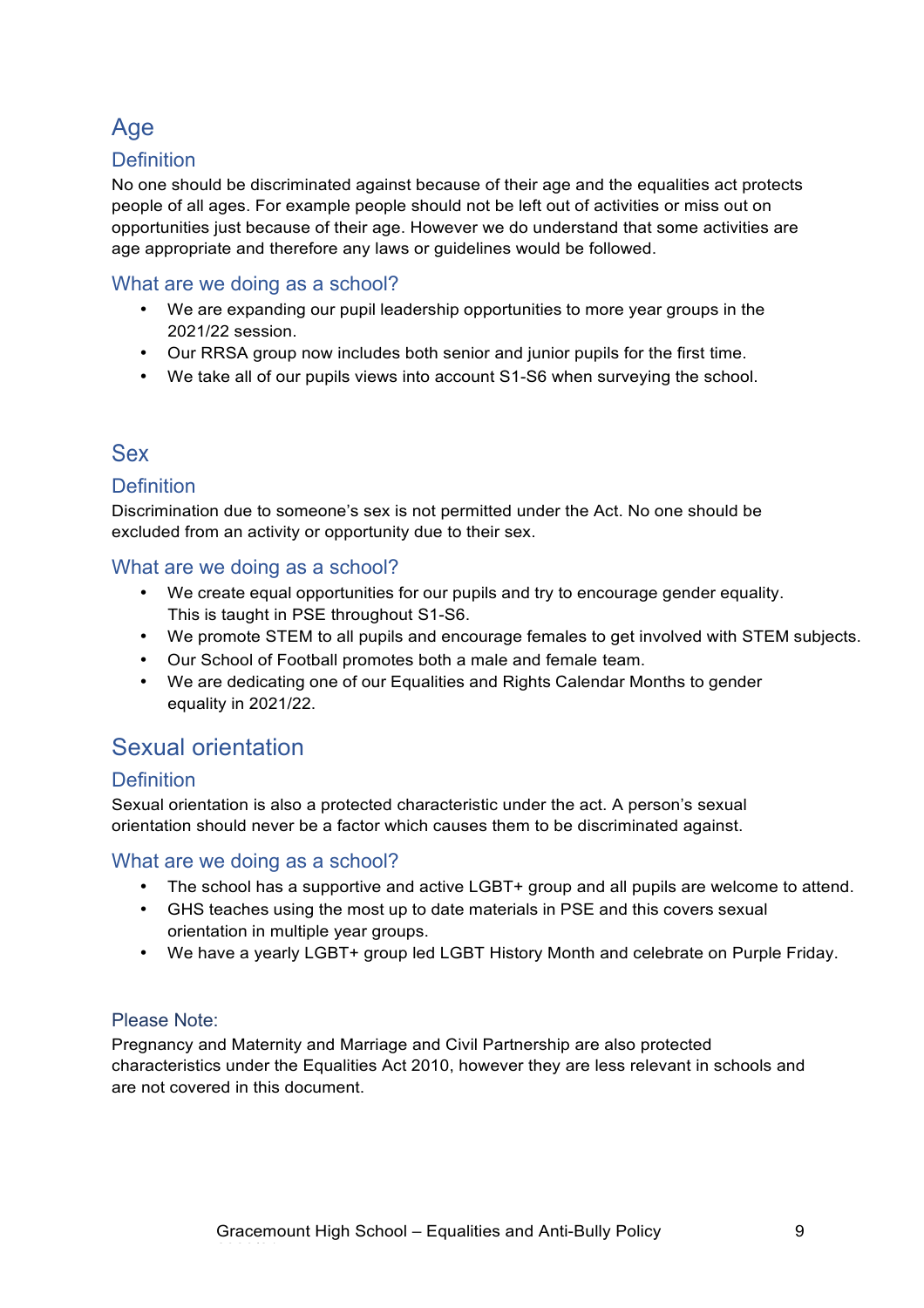## Age

### Definition

No one should be discriminated against because of their age and the equalities act protects people of all ages. For example people should not be left out of activities or miss out on opportunities just because of their age. However we do understand that some activities are age appropriate and therefore any laws or guidelines would be followed.

### What are we doing as a school?

- We are expanding our pupil leadership opportunities to more year groups in the 2021/22 session.
- Our RRSA group now includes both senior and junior pupils for the first time.
- We take all of our pupils views into account S1-S6 when surveying the school.

## Sex

### Definition

Discrimination due to someone's sex is not permitted under the Act. No one should be excluded from an activity or opportunity due to their sex.

### What are we doing as a school?

- We create equal opportunities for our pupils and try to encourage gender equality. This is taught in PSE throughout S1-S6.
- We promote STEM to all pupils and encourage females to get involved with STEM subjects.
- Our School of Football promotes both a male and female team.
- We are dedicating one of our Equalities and Rights Calendar Months to gender equality in 2021/22.

## Sexual orientation

### Definition

Sexual orientation is also a protected characteristic under the act. A person's sexual orientation should never be a factor which causes them to be discriminated against.

### What are we doing as a school?

- The school has a supportive and active LGBT+ group and all pupils are welcome to attend.
- GHS teaches using the most up to date materials in PSE and this covers sexual orientation in multiple year groups.
- We have a yearly LGBT+ group led LGBT History Month and celebrate on Purple Friday.

### Please Note:

Pregnancy and Maternity and Marriage and Civil Partnership are also protected characteristics under the Equalities Act 2010, however they are less relevant in schools and are not covered in this document.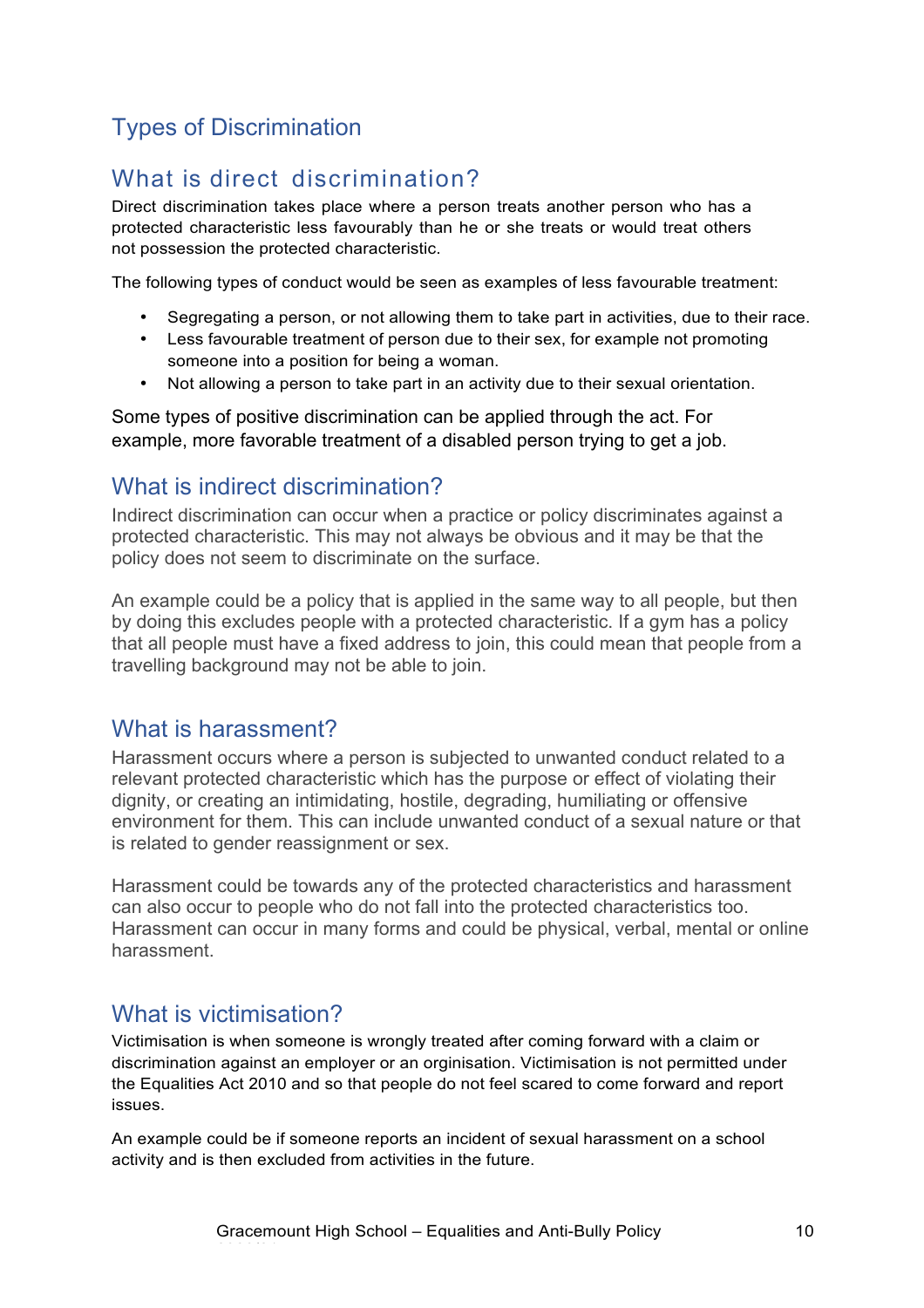# Types of Discrimination

## What is direct discrimination?

Direct discrimination takes place where a person treats another person who has a protected characteristic less favourably than he or she treats or would treat others not possession the protected characteristic.

The following types of conduct would be seen as examples of less favourable treatment:

- Segregating a person, or not allowing them to take part in activities, due to their race.
- Less favourable treatment of person due to their sex, for example not promoting someone into a position for being a woman.
- Not allowing a person to take part in an activity due to their sexual orientation.

Some types of positive discrimination can be applied through the act. For example, more favorable treatment of a disabled person trying to get a job.

## What is indirect discrimination?

Indirect discrimination can occur when a practice or policy discriminates against a protected characteristic. This may not always be obvious and it may be that the policy does not seem to discriminate on the surface.

An example could be a policy that is applied in the same way to all people, but then by doing this excludes people with a protected characteristic. If a gym has a policy that all people must have a fixed address to join, this could mean that people from a travelling background may not be able to join.

## What is harassment?

Harassment occurs where a person is subjected to unwanted conduct related to a relevant protected characteristic which has the purpose or effect of violating their dignity, or creating an intimidating, hostile, degrading, humiliating or offensive environment for them. This can include unwanted conduct of a sexual nature or that is related to gender reassignment or sex.

Harassment could be towards any of the protected characteristics and harassment can also occur to people who do not fall into the protected characteristics too. Harassment can occur in many forms and could be physical, verbal, mental or online harassment.

## What is victimisation?

Victimisation is when someone is wrongly treated after coming forward with a claim or discrimination against an employer or an orginisation. Victimisation is not permitted under the Equalities Act 2010 and so that people do not feel scared to come forward and report issues.

An example could be if someone reports an incident of sexual harassment on a school activity and is then excluded from activities in the future.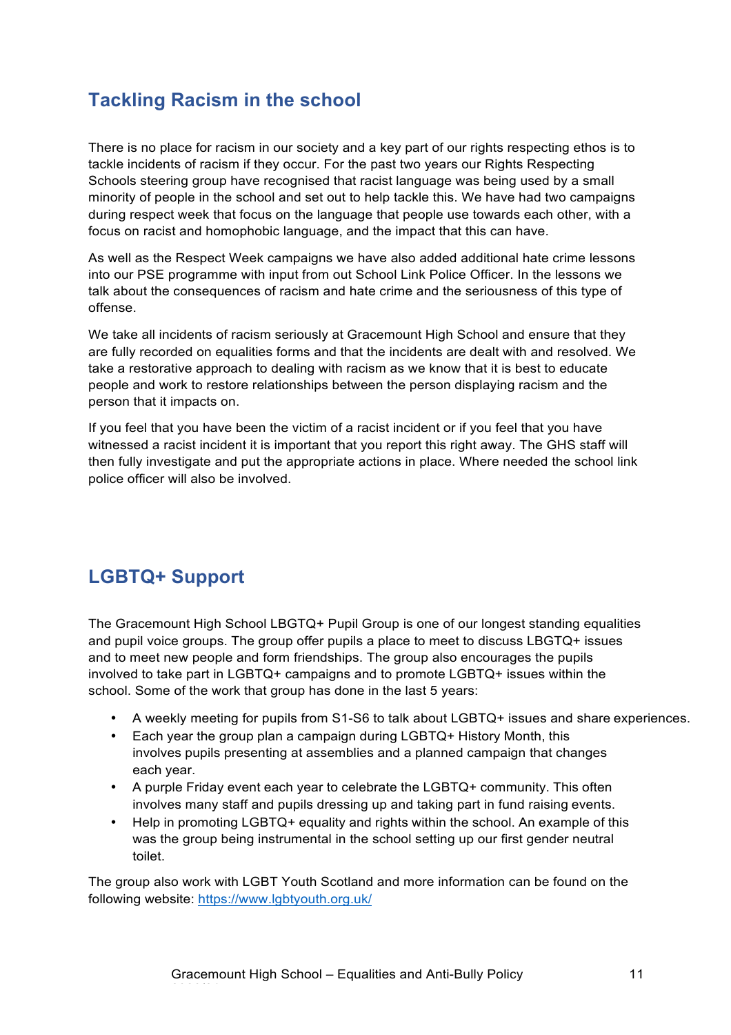## Tackling Racism in the school

There is no place for racism in our society and a key part of our rights respecting ethos is to tackle incidents of racism if they occur. For the past two years our Rights Respecting Schools steering group have recognised that racist language was being used by a small minority of people in the school and set out to help tackle this. We have had two campaigns during respect week that focus on the language that people use towards each other, with a focus on racist and homophobic language, and the impact that this can have.

As well as the Respect Week campaigns we have also added additional hate crime lessons into our PSE programme with input from out School Link Police Officer. In the lessons we talk about the consequences of racism and hate crime and the seriousness of this type of offense.

We take all incidents of racism seriously at Gracemount High School and ensure that they are fully recorded on equalities forms and that the incidents are dealt with and resolved. We take a restorative approach to dealing with racism as we know that it is best to educate people and work to restore relationships between the person displaying racism and the person that it impacts on.

If you feel that you have been the victim of a racist incident or if you feel that you have witnessed a racist incident it is important that you report this right away. The GHS staff will then fully investigate and put the appropriate actions in place. Where needed the school link police officer will also be involved.

## LGBTQ+ Support

The Gracemount High School LBGTQ+ Pupil Group is one of our longest standing equalities and pupil voice groups. The group offer pupils a place to meet to discuss LBGTQ+ issues and to meet new people and form friendships. The group also encourages the pupils involved to take part in LGBTQ+ campaigns and to promote LGBTQ+ issues within the school. Some of the work that group has done in the last 5 years:

- A weekly meeting for pupils from S1-S6 to talk about LGBTQ+ issues and share experiences.
- Each year the group plan a campaign during LGBTQ+ History Month, this involves pupils presenting at assemblies and a planned campaign that changes each year.
- A purple Friday event each year to celebrate the LGBTQ+ community. This often involves many staff and pupils dressing up and taking part in fund raising events.
- Help in promoting LGBTQ+ equality and rights within the school. An example of this was the group being instrumental in the school setting up our first gender neutral toilet.

The group also work with LGBT Youth Scotland and more information can be found on the following website: https://www.lgbtyouth.org.uk/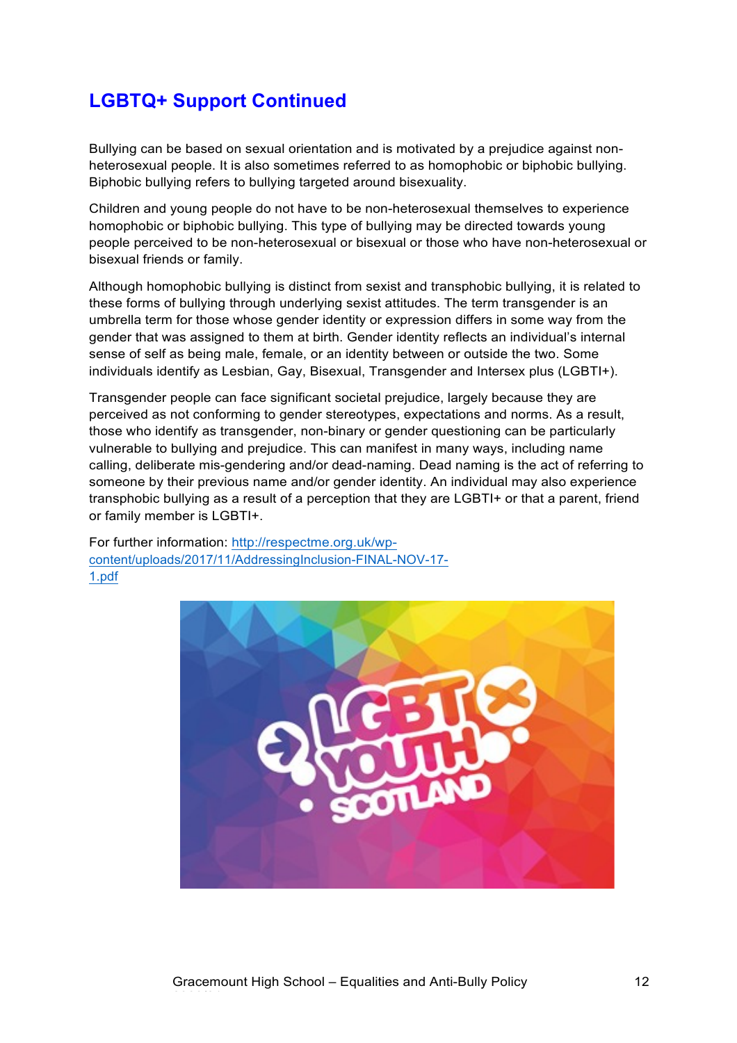## LGBTQ+ Support Continued

Bullying can be based on sexual orientation and is motivated by a prejudice against non-heterosexual people. It is also sometimes referred to as homophobic or biphobic bullying. Biphobic bullying refers to bullying targeted around bisexuality.

Children and young people do not have to be non-heterosexual themselves to experience homophobic or biphobic bullying. This type of bullying may be directed towards young people perceived to be non-heterosexual or bisexual or those who have non-heterosexual or bisexual friends or family.

Although homophobic bullying is distinct from sexist and transphobic bullying, it is related to these forms of bullying through underlying sexist attitudes. The term transgender is an umbrella term for those whose gender identity or expression differs in some way from the gender that was assigned to them at birth. Gender identity reflects an individual's internal sense of self as being male, female, or an identity between or outside the two. Some individuals identify as Lesbian, Gay, Bisexual, Transgender and Intersex plus (LGBTI+).

Transgender people can face significant societal prejudice, largely because they are perceived as not conforming to gender stereotypes, expectations and norms. As a result, those who identify as transgender, non-binary or gender questioning can be particularly vulnerable to bullying and prejudice. This can manifest in many ways, including name calling, deliberate mis-gendering and/or dead-naming. Dead naming is the act of referring to someone by their previous name and/or gender identity. An individual may also experience transphobic bullying as a result of a perception that they are LGBTI+ or that a parent, friend or family member is LGBTI+.

For further information: [http://respectme.org.uk/wp-content/uploads/2017/11/AddressingInclusion-FINAL-NOV-17-1.pdf](http://respectme.org.uk/wp-content/uploads/2017/11/AddressingInclusion-FINAL-NOV-17-1.pdf)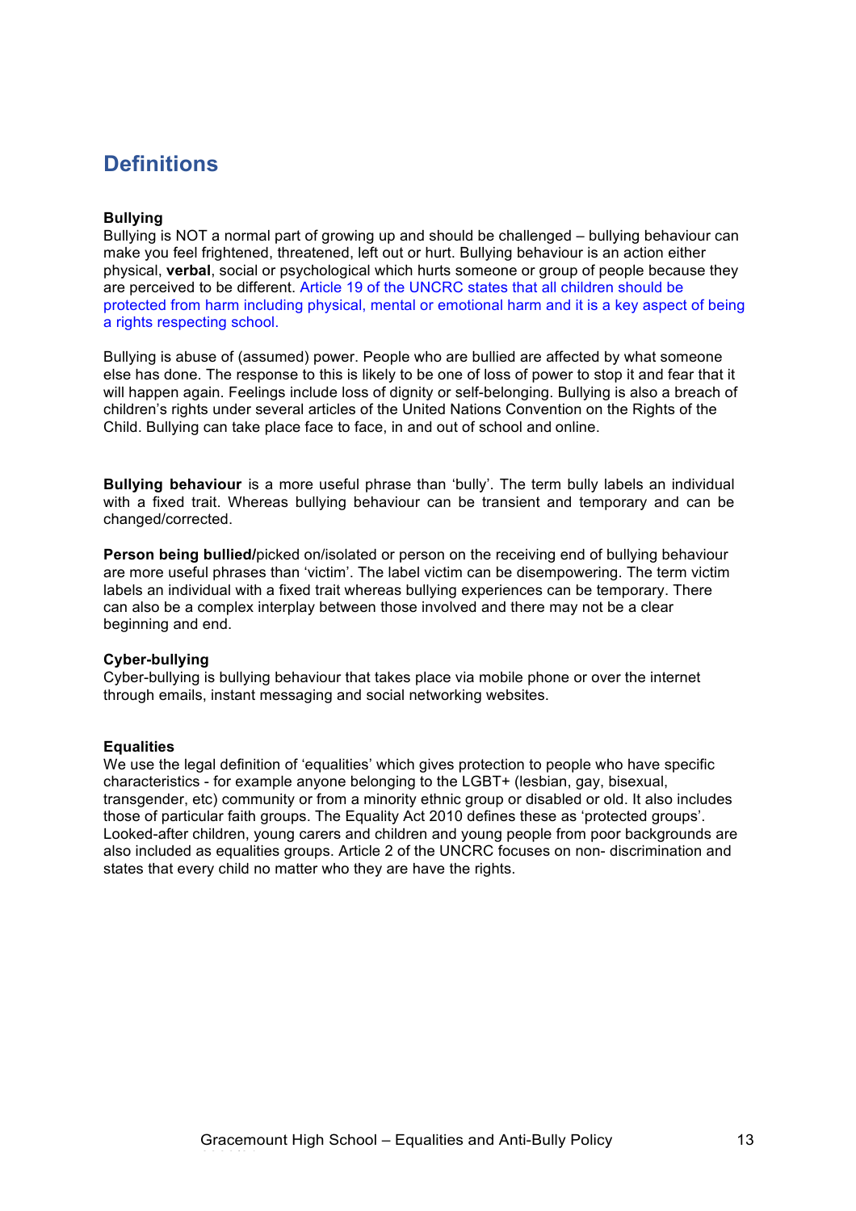## Definitions

**Bullying**
Bullying is NOT a normal part of growing up and should be challenged – bullying behaviour can make you feel frightened, threatened, left out or hurt. Bullying behaviour is an action either physical, **verbal**, social or psychological which hurts someone or group of people because they are perceived to be different. Article 19 of the UNCRC states that all children should be protected from harm including physical, mental or emotional harm and it is a key aspect of being a rights respecting school.

Bullying is abuse of (assumed) power. People who are bullied are affected by what someone else has done. The response to this is likely to be one of loss of power to stop it and fear that it will happen again. Feelings include loss of dignity or self-belonging. Bullying is also a breach of children's rights under several articles of the United Nations Convention on the Rights of the Child. Bullying can take place face to face, in and out of school and online.

**Bullying behaviour** is a more useful phrase than 'bully'. The term bully labels an individual with a fixed trait. Whereas bullying behaviour can be transient and temporary and can be changed/corrected.

**Person being bullied/**picked on/isolated or person on the receiving end of bullying behaviour are more useful phrases than 'victim'. The label victim can be disempowering. The term victim labels an individual with a fixed trait whereas bullying experiences can be temporary. There can also be a complex interplay between those involved and there may not be a clear beginning and end.

**Cyber-bullying**
Cyber-bullying is bullying behaviour that takes place via mobile phone or over the internet through emails, instant messaging and social networking websites.

**Equalities**
We use the legal definition of 'equalities' which gives protection to people who have specific characteristics - for example anyone belonging to the LGBT+ (lesbian, gay, bisexual, transgender, etc) community or from a minority ethnic group or disabled or old. It also includes those of particular faith groups. The Equality Act 2010 defines these as 'protected groups'. Looked-after children, young carers and children and young people from poor backgrounds are also included as equalities groups. Article 2 of the UNCRC focuses on non- discrimination and states that every child no matter who they are have the rights.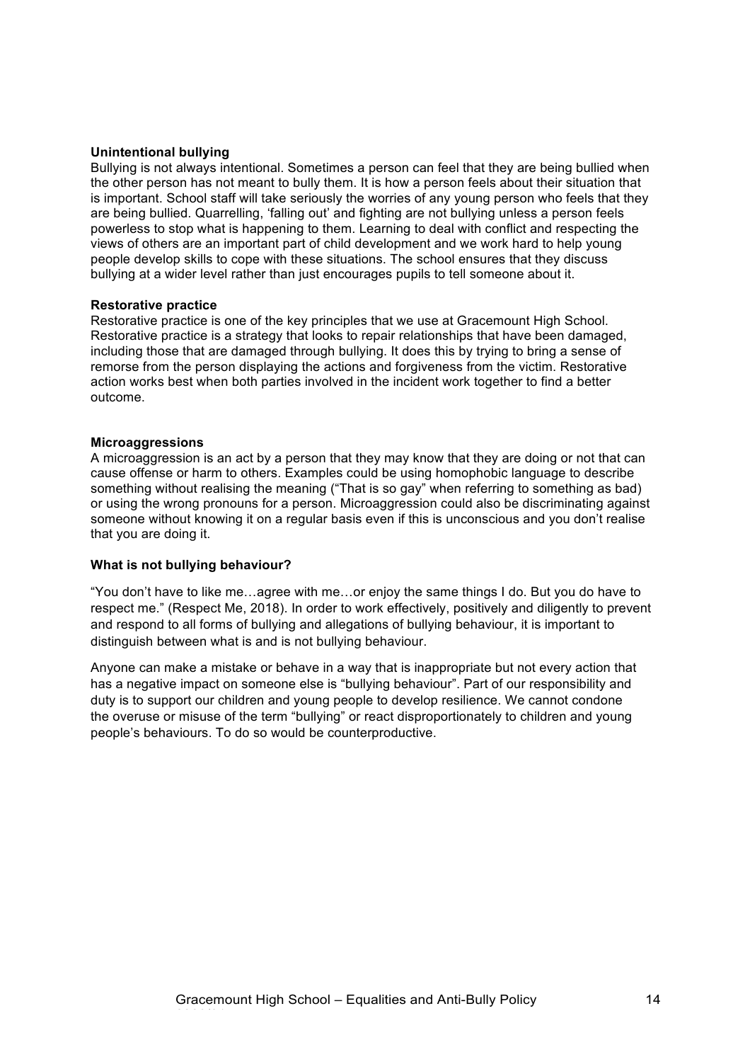**Unintentional bullying**

Bullying is not always intentional. Sometimes a person can feel that they are being bullied when the other person has not meant to bully them. It is how a person feels about their situation that is important. School staff will take seriously the worries of any young person who feels that they are being bullied. Quarrelling, 'falling out' and fighting are not bullying unless a person feels powerless to stop what is happening to them. Learning to deal with conflict and respecting the views of others are an important part of child development and we work hard to help young people develop skills to cope with these situations. The school ensures that they discuss bullying at a wider level rather than just encourages pupils to tell someone about it.

**Restorative practice**

Restorative practice is one of the key principles that we use at Gracemount High School. Restorative practice is a strategy that looks to repair relationships that have been damaged, including those that are damaged through bullying. It does this by trying to bring a sense of remorse from the person displaying the actions and forgiveness from the victim. Restorative action works best when both parties involved in the incident work together to find a better outcome.

**Microaggressions**

A microaggression is an act by a person that they may know that they are doing or not that can cause offense or harm to others. Examples could be using homophobic language to describe something without realising the meaning ("That is so gay" when referring to something as bad) or using the wrong pronouns for a person. Microaggression could also be discriminating against someone without knowing it on a regular basis even if this is unconscious and you don't realise that you are doing it.

**What is not bullying behaviour?**

"You don't have to like me…agree with me…or enjoy the same things I do. But you do have to respect me." (Respect Me, 2018). In order to work effectively, positively and diligently to prevent and respond to all forms of bullying and allegations of bullying behaviour, it is important to distinguish between what is and is not bullying behaviour.

Anyone can make a mistake or behave in a way that is inappropriate but not every action that has a negative impact on someone else is "bullying behaviour". Part of our responsibility and duty is to support our children and young people to develop resilience. We cannot condone the overuse or misuse of the term "bullying" or react disproportionately to children and young people's behaviours. To do so would be counterproductive.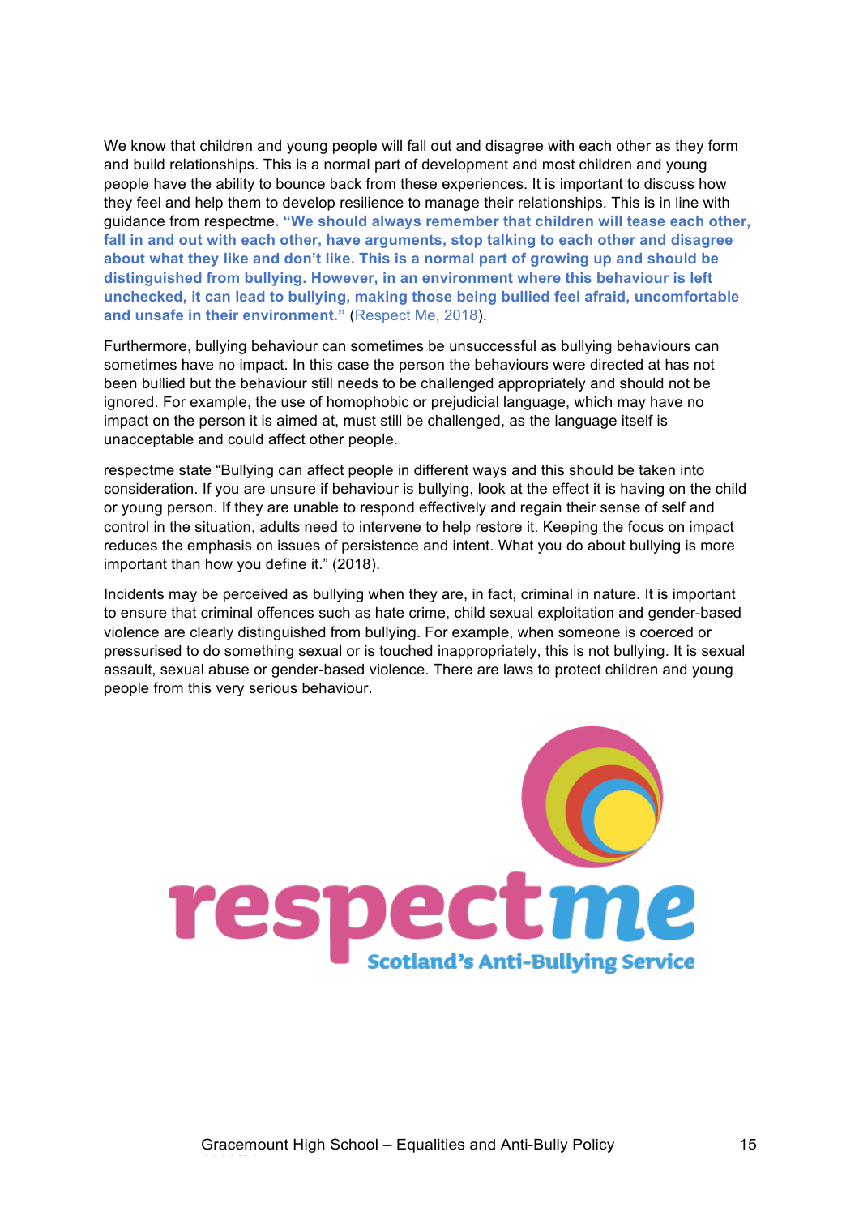We know that children and young people will fall out and disagree with each other as they form and build relationships. This is a normal part of development and most children and young people have the ability to bounce back from these experiences. It is important to discuss how they feel and help them to develop resilience to manage their relationships. This is in line with guidance from respectme. **"We should always remember that children will tease each other, fall in and out with each other, have arguments, stop talking to each other and disagree about what they like and don't like. This is a normal part of growing up and should be distinguished from bullying. However, in an environment where this behaviour is left unchecked, it can lead to bullying, making those being bullied feel afraid, uncomfortable and unsafe in their environment."** (Respect Me, 2018).

Furthermore, bullying behaviour can sometimes be unsuccessful as bullying behaviours can sometimes have no impact. In this case the person the behaviours were directed at has not been bullied but the behaviour still needs to be challenged appropriately and should not be ignored. For example, the use of homophobic or prejudicial language, which may have no impact on the person it is aimed at, must still be challenged, as the language itself is unacceptable and could affect other people.

respectme state "Bullying can affect people in different ways and this should be taken into consideration. If you are unsure if behaviour is bullying, look at the effect it is having on the child or young person. If they are unable to respond effectively and regain their sense of self and control in the situation, adults need to intervene to help restore it. Keeping the focus on impact reduces the emphasis on issues of persistence and intent. What you do about bullying is more important than how you define it." (2018).

Incidents may be perceived as bullying when they are, in fact, criminal in nature. It is important to ensure that criminal offences such as hate crime, child sexual exploitation and gender-based violence are clearly distinguished from bullying. For example, when someone is coerced or pressurised to do something sexual or is touched inappropriately, this is not bullying. It is sexual assault, sexual abuse or gender-based violence. There are laws to protect children and young people from this very serious behaviour.

respectme
Scotland's Anti-Bullying Service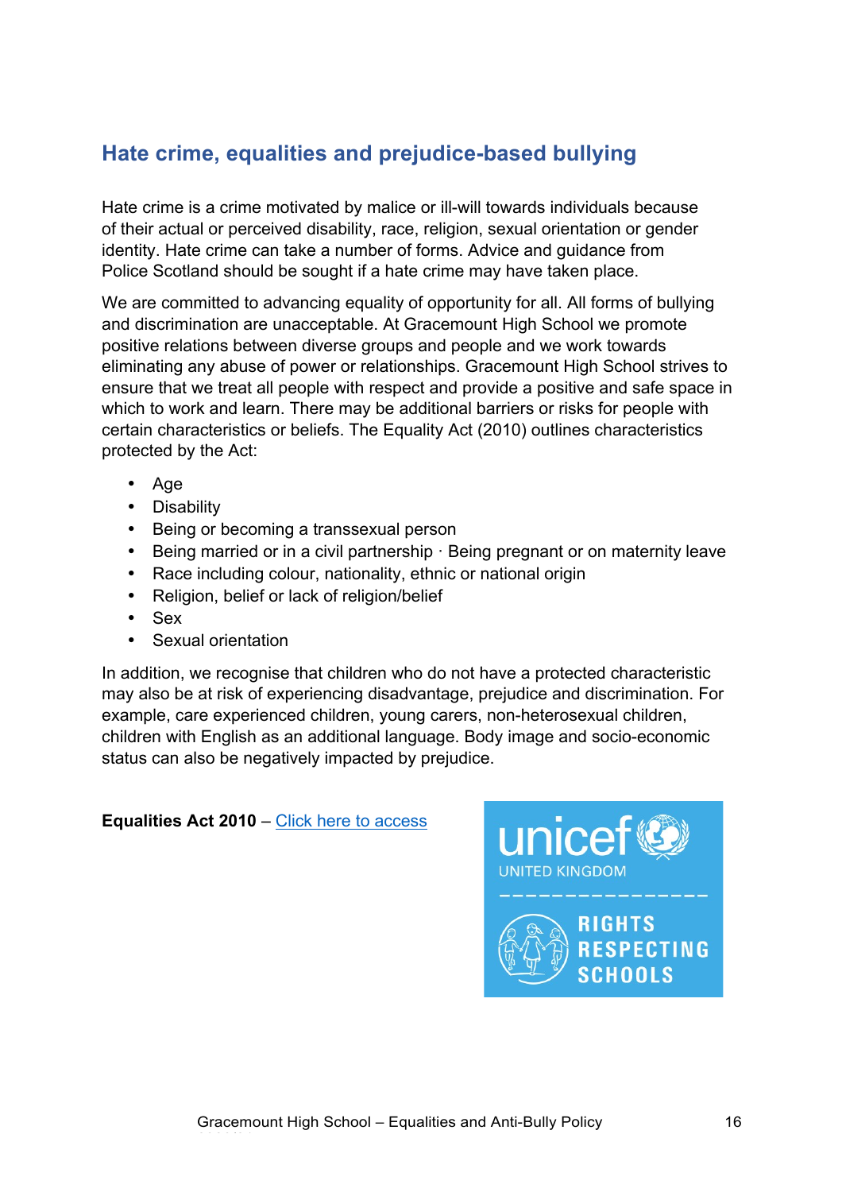## Hate crime, equalities and prejudice-based bullying

Hate crime is a crime motivated by malice or ill-will towards individuals because of their actual or perceived disability, race, religion, sexual orientation or gender identity. Hate crime can take a number of forms. Advice and guidance from Police Scotland should be sought if a hate crime may have taken place.

We are committed to advancing equality of opportunity for all. All forms of bullying and discrimination are unacceptable. At Gracemount High School we promote positive relations between diverse groups and people and we work towards eliminating any abuse of power or relationships. Gracemount High School strives to ensure that we treat all people with respect and provide a positive and safe space in which to work and learn. There may be additional barriers or risks for people with certain characteristics or beliefs. The Equality Act (2010) outlines characteristics protected by the Act:

- Age
- Disability
- Being or becoming a transsexual person
- Being married or in a civil partnership · Being pregnant or on maternity leave
- Race including colour, nationality, ethnic or national origin
- Religion, belief or lack of religion/belief
- Sex
- Sexual orientation

In addition, we recognise that children who do not have a protected characteristic may also be at risk of experiencing disadvantage, prejudice and discrimination. For example, care experienced children, young carers, non-heterosexual children, children with English as an additional language. Body image and socio-economic status can also be negatively impacted by prejudice.

**Equalities Act 2010** – Click here to access

unicef UNITED KINGDOM

RIGHTS RESPECTING SCHOOLS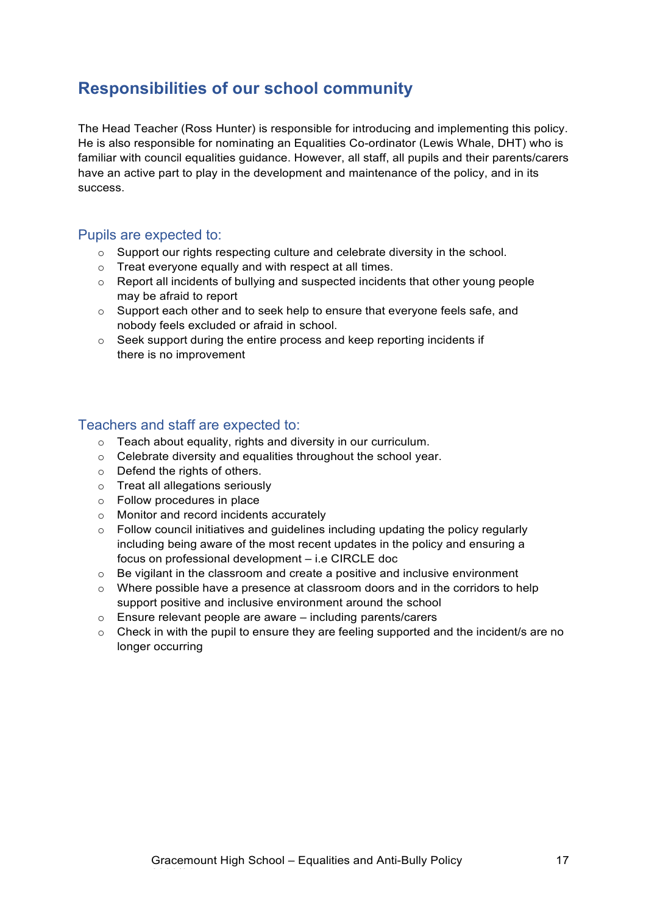## Responsibilities of our school community

The Head Teacher (Ross Hunter) is responsible for introducing and implementing this policy. He is also responsible for nominating an Equalities Co-ordinator (Lewis Whale, DHT) who is familiar with council equalities guidance. However, all staff, all pupils and their parents/carers have an active part to play in the development and maintenance of the policy, and in its success.

### Pupils are expected to:

- Support our rights respecting culture and celebrate diversity in the school.
- Treat everyone equally and with respect at all times.
- Report all incidents of bullying and suspected incidents that other young people may be afraid to report
- Support each other and to seek help to ensure that everyone feels safe, and nobody feels excluded or afraid in school.
- Seek support during the entire process and keep reporting incidents if there is no improvement

### Teachers and staff are expected to:

- Teach about equality, rights and diversity in our curriculum.
- Celebrate diversity and equalities throughout the school year.
- Defend the rights of others.
- Treat all allegations seriously
- Follow procedures in place
- Monitor and record incidents accurately
- Follow council initiatives and guidelines including updating the policy regularly including being aware of the most recent updates in the policy and ensuring a focus on professional development – i.e CIRCLE doc
- Be vigilant in the classroom and create a positive and inclusive environment
- Where possible have a presence at classroom doors and in the corridors to help support positive and inclusive environment around the school
- Ensure relevant people are aware – including parents/carers
- Check in with the pupil to ensure they are feeling supported and the incident/s are no longer occurring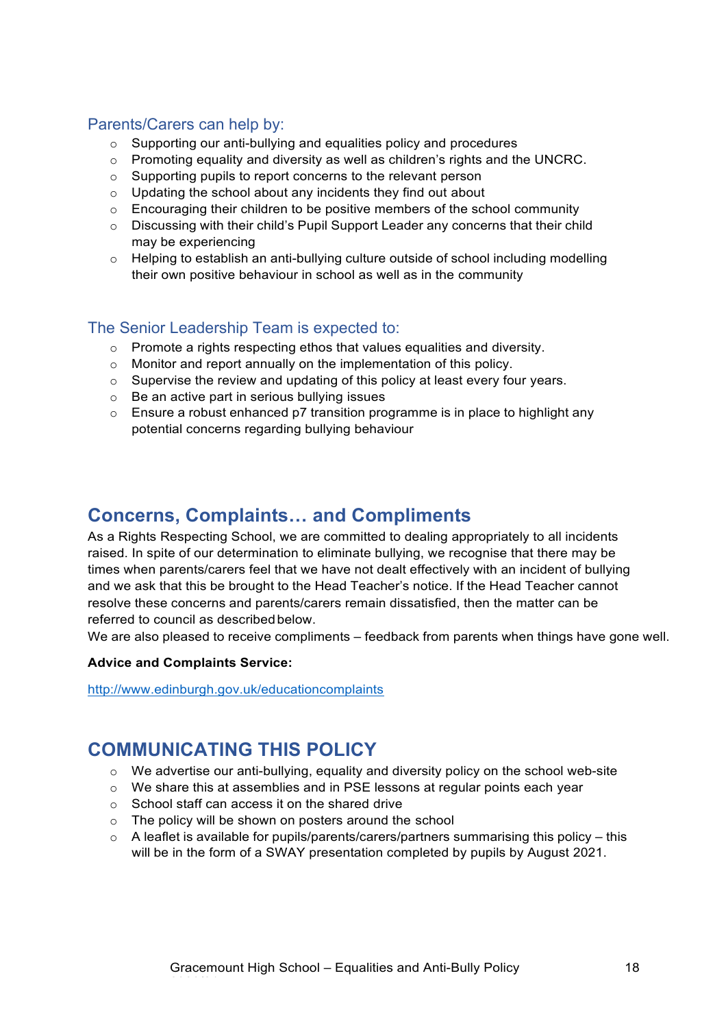### Parents/Carers can help by:

- Supporting our anti-bullying and equalities policy and procedures
- Promoting equality and diversity as well as children's rights and the UNCRC.
- Supporting pupils to report concerns to the relevant person
- Updating the school about any incidents they find out about
- Encouraging their children to be positive members of the school community
- Discussing with their child's Pupil Support Leader any concerns that their child may be experiencing
- Helping to establish an anti-bullying culture outside of school including modelling their own positive behaviour in school as well as in the community

### The Senior Leadership Team is expected to:

- Promote a rights respecting ethos that values equalities and diversity.
- Monitor and report annually on the implementation of this policy.
- Supervise the review and updating of this policy at least every four years.
- Be an active part in serious bullying issues
- Ensure a robust enhanced p7 transition programme is in place to highlight any potential concerns regarding bullying behaviour

## Concerns, Complaints… and Compliments

As a Rights Respecting School, we are committed to dealing appropriately to all incidents raised. In spite of our determination to eliminate bullying, we recognise that there may be times when parents/carers feel that we have not dealt effectively with an incident of bullying and we ask that this be brought to the Head Teacher's notice. If the Head Teacher cannot resolve these concerns and parents/carers remain dissatisfied, then the matter can be referred to council as described below.

We are also pleased to receive compliments – feedback from parents when things have gone well.

**Advice and Complaints Service:**

http://www.edinburgh.gov.uk/educationcomplaints

## COMMUNICATING THIS POLICY

- We advertise our anti-bullying, equality and diversity policy on the school web-site
- We share this at assemblies and in PSE lessons at regular points each year
- School staff can access it on the shared drive
- The policy will be shown on posters around the school
- A leaflet is available for pupils/parents/carers/partners summarising this policy – this will be in the form of a SWAY presentation completed by pupils by August 2021.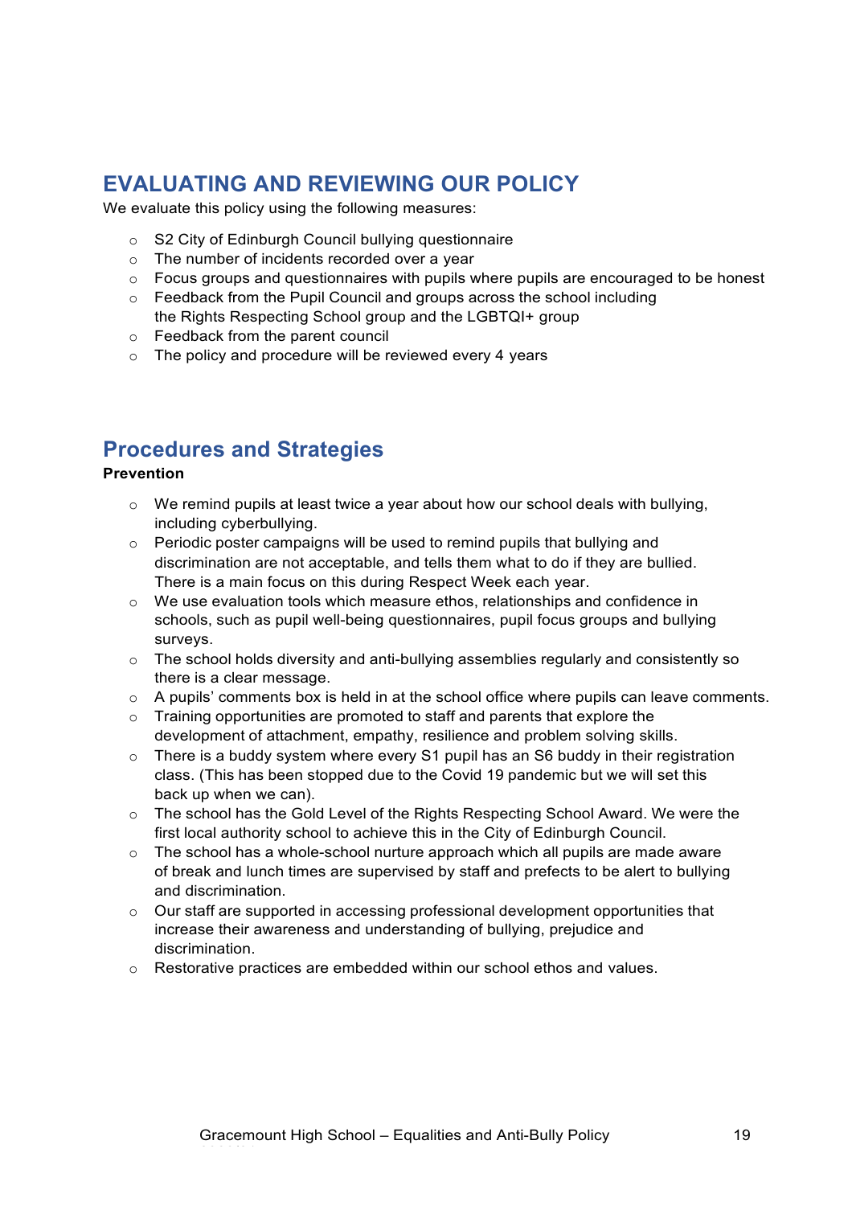## EVALUATING AND REVIEWING OUR POLICY

We evaluate this policy using the following measures:

- S2 City of Edinburgh Council bullying questionnaire
- The number of incidents recorded over a year
- Focus groups and questionnaires with pupils where pupils are encouraged to be honest
- Feedback from the Pupil Council and groups across the school including the Rights Respecting School group and the LGBTQI+ group
- Feedback from the parent council
- The policy and procedure will be reviewed every 4 years

## Procedures and Strategies

**Prevention**

- We remind pupils at least twice a year about how our school deals with bullying, including cyberbullying.
- Periodic poster campaigns will be used to remind pupils that bullying and discrimination are not acceptable, and tells them what to do if they are bullied. There is a main focus on this during Respect Week each year.
- We use evaluation tools which measure ethos, relationships and confidence in schools, such as pupil well-being questionnaires, pupil focus groups and bullying surveys.
- The school holds diversity and anti-bullying assemblies regularly and consistently so there is a clear message.
- A pupils' comments box is held in at the school office where pupils can leave comments.
- Training opportunities are promoted to staff and parents that explore the development of attachment, empathy, resilience and problem solving skills.
- There is a buddy system where every S1 pupil has an S6 buddy in their registration class. (This has been stopped due to the Covid 19 pandemic but we will set this back up when we can).
- The school has the Gold Level of the Rights Respecting School Award. We were the first local authority school to achieve this in the City of Edinburgh Council.
- The school has a whole-school nurture approach which all pupils are made aware of break and lunch times are supervised by staff and prefects to be alert to bullying and discrimination.
- Our staff are supported in accessing professional development opportunities that increase their awareness and understanding of bullying, prejudice and discrimination.
- Restorative practices are embedded within our school ethos and values.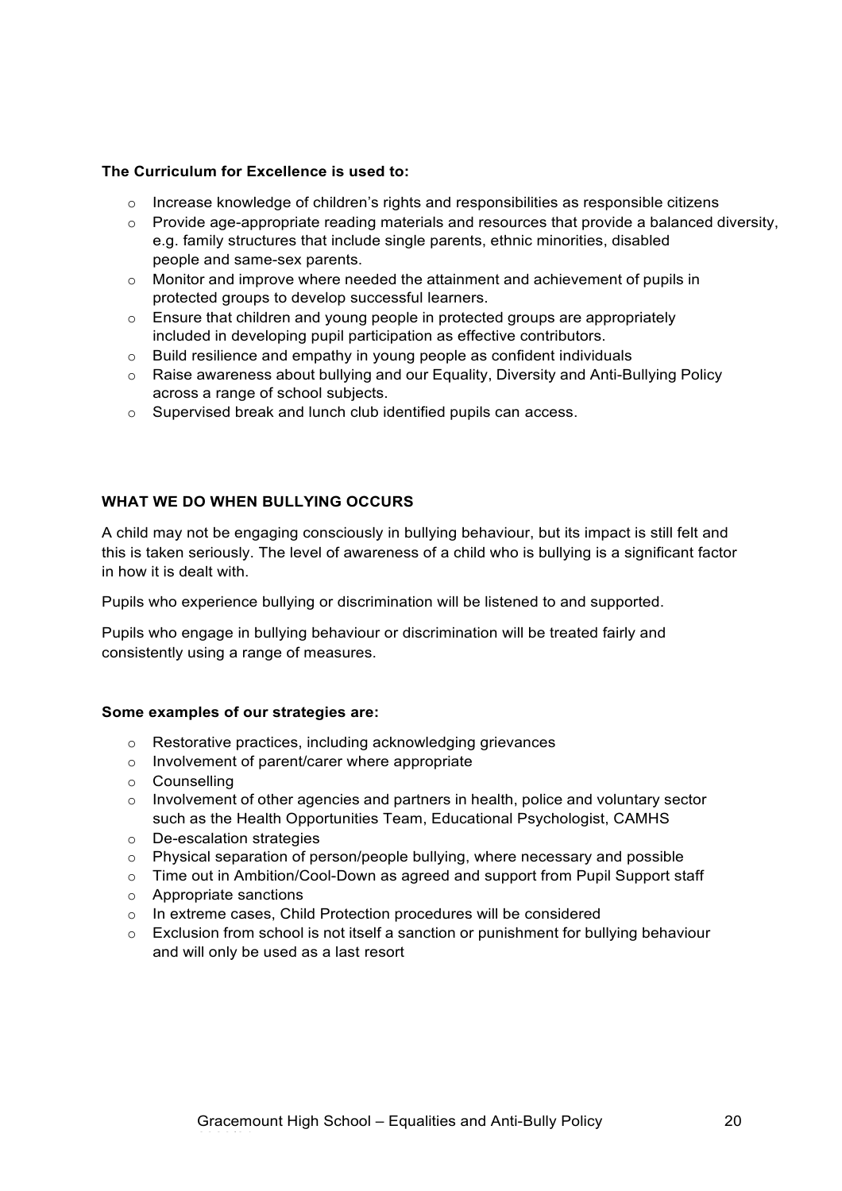**The Curriculum for Excellence is used to:**

- Increase knowledge of children's rights and responsibilities as responsible citizens
- Provide age-appropriate reading materials and resources that provide a balanced diversity, e.g. family structures that include single parents, ethnic minorities, disabled people and same-sex parents.
- Monitor and improve where needed the attainment and achievement of pupils in protected groups to develop successful learners.
- Ensure that children and young people in protected groups are appropriately included in developing pupil participation as effective contributors.
- Build resilience and empathy in young people as confident individuals
- Raise awareness about bullying and our Equality, Diversity and Anti-Bullying Policy across a range of school subjects.
- Supervised break and lunch club identified pupils can access.

**WHAT WE DO WHEN BULLYING OCCURS**

A child may not be engaging consciously in bullying behaviour, but its impact is still felt and this is taken seriously. The level of awareness of a child who is bullying is a significant factor in how it is dealt with.

Pupils who experience bullying or discrimination will be listened to and supported.

Pupils who engage in bullying behaviour or discrimination will be treated fairly and consistently using a range of measures.

**Some examples of our strategies are:**

- Restorative practices, including acknowledging grievances
- Involvement of parent/carer where appropriate
- Counselling
- Involvement of other agencies and partners in health, police and voluntary sector such as the Health Opportunities Team, Educational Psychologist, CAMHS
- De-escalation strategies
- Physical separation of person/people bullying, where necessary and possible
- Time out in Ambition/Cool-Down as agreed and support from Pupil Support staff
- Appropriate sanctions
- In extreme cases, Child Protection procedures will be considered
- Exclusion from school is not itself a sanction or punishment for bullying behaviour and will only be used as a last resort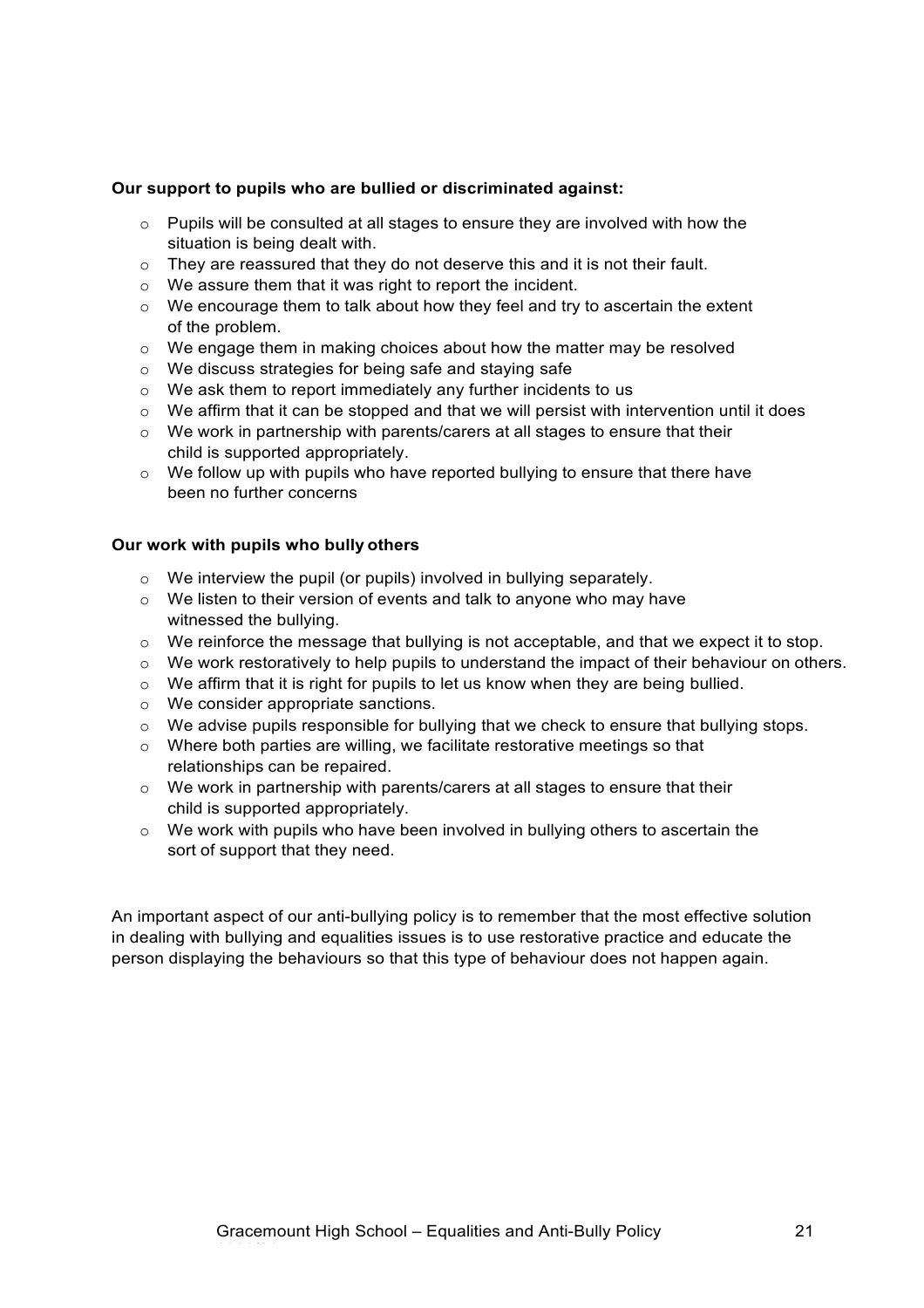**Our support to pupils who are bullied or discriminated against:**

- Pupils will be consulted at all stages to ensure they are involved with how the situation is being dealt with.
- They are reassured that they do not deserve this and it is not their fault.
- We assure them that it was right to report the incident.
- We encourage them to talk about how they feel and try to ascertain the extent of the problem.
- We engage them in making choices about how the matter may be resolved
- We discuss strategies for being safe and staying safe
- We ask them to report immediately any further incidents to us
- We affirm that it can be stopped and that we will persist with intervention until it does
- We work in partnership with parents/carers at all stages to ensure that their child is supported appropriately.
- We follow up with pupils who have reported bullying to ensure that there have been no further concerns

**Our work with pupils who bully others**

- We interview the pupil (or pupils) involved in bullying separately.
- We listen to their version of events and talk to anyone who may have witnessed the bullying.
- We reinforce the message that bullying is not acceptable, and that we expect it to stop.
- We work restoratively to help pupils to understand the impact of their behaviour on others.
- We affirm that it is right for pupils to let us know when they are being bullied.
- We consider appropriate sanctions.
- We advise pupils responsible for bullying that we check to ensure that bullying stops.
- Where both parties are willing, we facilitate restorative meetings so that relationships can be repaired.
- We work in partnership with parents/carers at all stages to ensure that their child is supported appropriately.
- We work with pupils who have been involved in bullying others to ascertain the sort of support that they need.

An important aspect of our anti-bullying policy is to remember that the most effective solution in dealing with bullying and equalities issues is to use restorative practice and educate the person displaying the behaviours so that this type of behaviour does not happen again.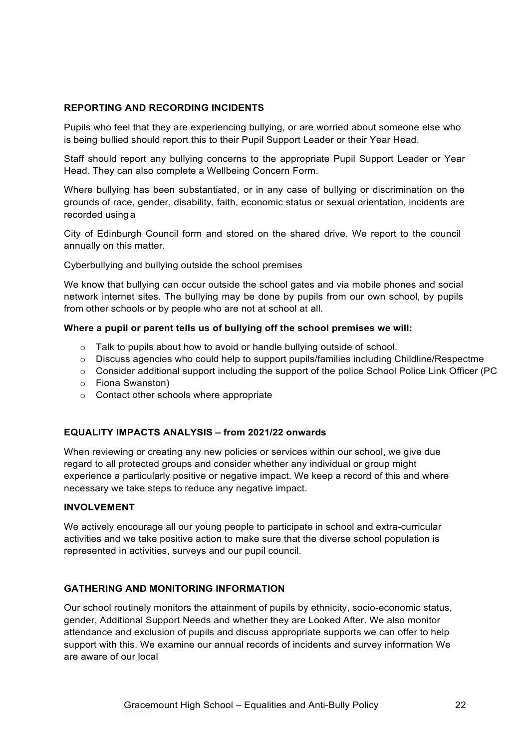## REPORTING AND RECORDING INCIDENTS

Pupils who feel that they are experiencing bullying, or are worried about someone else who is being bullied should report this to their Pupil Support Leader or their Year Head.

Staff should report any bullying concerns to the appropriate Pupil Support Leader or Year Head. They can also complete a Wellbeing Concern Form.

Where bullying has been substantiated, or in any case of bullying or discrimination on the grounds of race, gender, disability, faith, economic status or sexual orientation, incidents are recorded using a

City of Edinburgh Council form and stored on the shared drive. We report to the council annually on this matter.

Cyberbullying and bullying outside the school premises

We know that bullying can occur outside the school gates and via mobile phones and social network internet sites. The bullying may be done by pupils from our own school, by pupils from other schools or by people who are not at school at all.

**Where a pupil or parent tells us of bullying off the school premises we will:**

- Talk to pupils about how to avoid or handle bullying outside of school.
- Discuss agencies who could help to support pupils/families including Childline/Respectme
- Consider additional support including the support of the police School Police Link Officer (PC
- Fiona Swanston)
- Contact other schools where appropriate

## EQUALITY IMPACTS ANALYSIS – from 2021/22 onwards

When reviewing or creating any new policies or services within our school, we give due regard to all protected groups and consider whether any individual or group might experience a particularly positive or negative impact. We keep a record of this and where necessary we take steps to reduce any negative impact.

## INVOLVEMENT

We actively encourage all our young people to participate in school and extra-curricular activities and we take positive action to make sure that the diverse school population is represented in activities, surveys and our pupil council.

## GATHERING AND MONITORING INFORMATION

Our school routinely monitors the attainment of pupils by ethnicity, socio-economic status, gender, Additional Support Needs and whether they are Looked After. We also monitor attendance and exclusion of pupils and discuss appropriate supports we can offer to help support with this. We examine our annual records of incidents and survey information We are aware of our local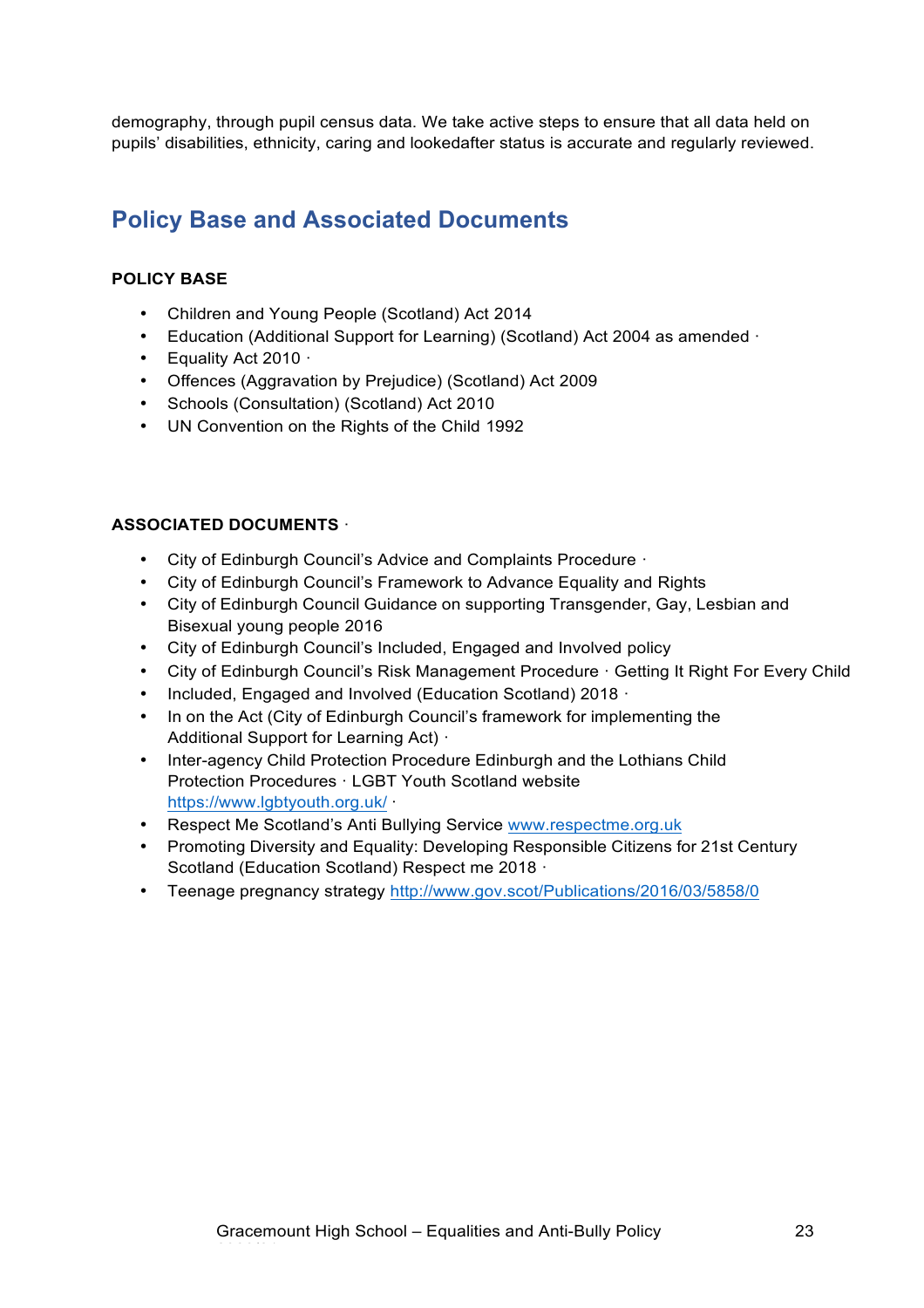demography, through pupil census data. We take active steps to ensure that all data held on pupils' disabilities, ethnicity, caring and lookedafter status is accurate and regularly reviewed.

## Policy Base and Associated Documents

**POLICY BASE**

- Children and Young People (Scotland) Act 2014
- Education (Additional Support for Learning) (Scotland) Act 2004 as amended ·
- Equality Act 2010 ·
- Offences (Aggravation by Prejudice) (Scotland) Act 2009
- Schools (Consultation) (Scotland) Act 2010
- UN Convention on the Rights of the Child 1992

**ASSOCIATED DOCUMENTS** ·

- City of Edinburgh Council's Advice and Complaints Procedure ·
- City of Edinburgh Council's Framework to Advance Equality and Rights
- City of Edinburgh Council Guidance on supporting Transgender, Gay, Lesbian and Bisexual young people 2016
- City of Edinburgh Council's Included, Engaged and Involved policy
- City of Edinburgh Council's Risk Management Procedure · Getting It Right For Every Child
- Included, Engaged and Involved (Education Scotland) 2018 ·
- In on the Act (City of Edinburgh Council's framework for implementing the Additional Support for Learning Act) ·
- Inter-agency Child Protection Procedure Edinburgh and the Lothians Child Protection Procedures · LGBT Youth Scotland website https://www.lgbtyouth.org.uk/ ·
- Respect Me Scotland's Anti Bullying Service www.respectme.org.uk
- Promoting Diversity and Equality: Developing Responsible Citizens for 21st Century Scotland (Education Scotland) Respect me 2018 ·
- Teenage pregnancy strategy http://www.gov.scot/Publications/2016/03/5858/0